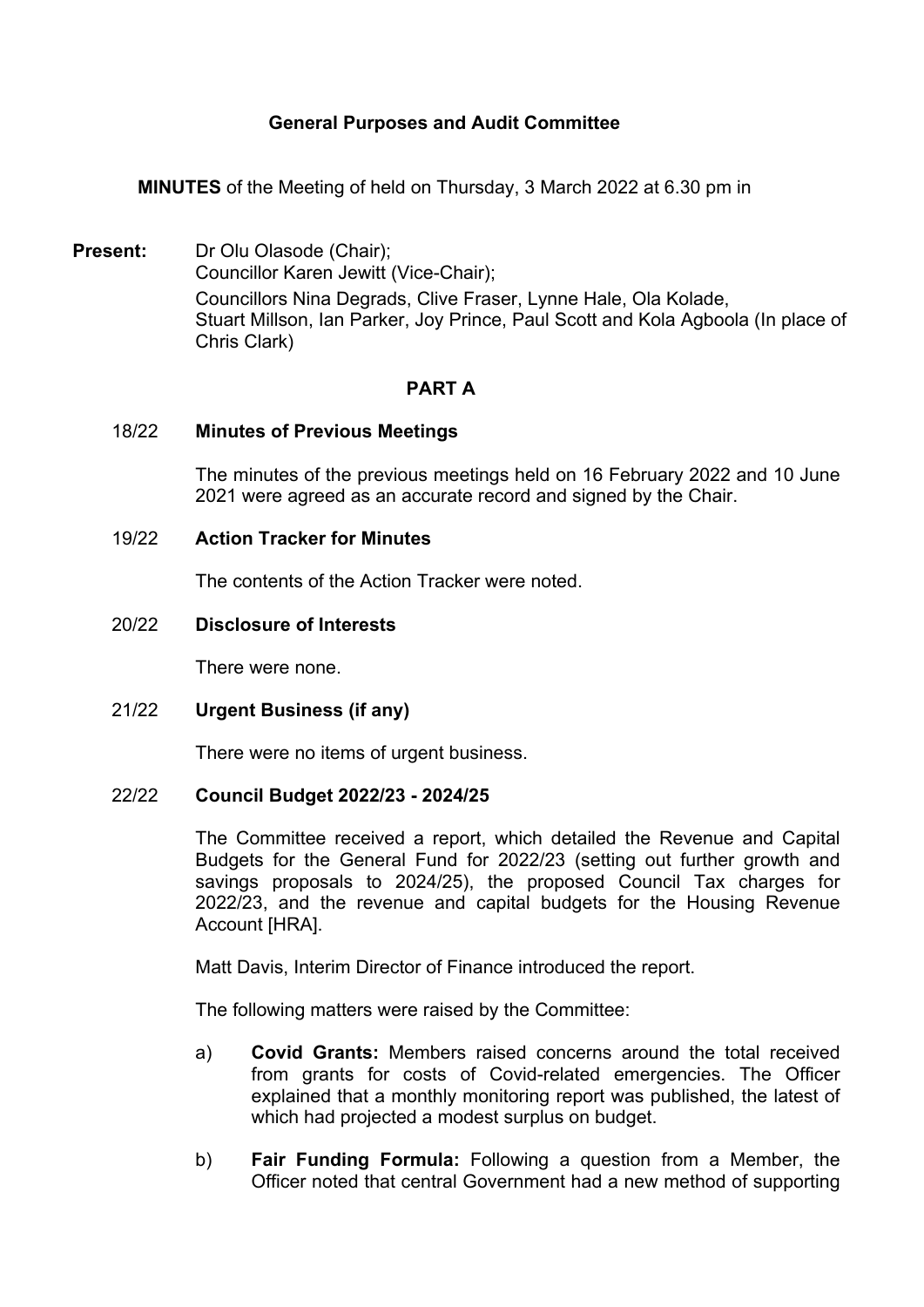# General Purposes and Audit Committee

**MINUTES** of the Meeting of held on Thursday, 3 March 2022 at 6.30 pm in

**Present:** Dr Olu Olasode (Chair);
Councillor Karen Jewitt (Vice-Chair);
Councillors Nina Degrads, Clive Fraser, Lynne Hale, Ola Kolade, Stuart Millson, Ian Parker, Joy Prince, Paul Scott and Kola Agboola (In place of Chris Clark)

## PART A

### 18/22 Minutes of Previous Meetings

The minutes of the previous meetings held on 16 February 2022 and 10 June 2021 were agreed as an accurate record and signed by the Chair.

### 19/22 Action Tracker for Minutes

The contents of the Action Tracker were noted.

### 20/22 Disclosure of Interests

There were none.

### 21/22 Urgent Business (if any)

There were no items of urgent business.

### 22/22 Council Budget 2022/23 - 2024/25

The Committee received a report, which detailed the Revenue and Capital Budgets for the General Fund for 2022/23 (setting out further growth and savings proposals to 2024/25), the proposed Council Tax charges for 2022/23, and the revenue and capital budgets for the Housing Revenue Account [HRA].

Matt Davis, Interim Director of Finance introduced the report.

The following matters were raised by the Committee:

a) **Covid Grants:** Members raised concerns around the total received from grants for costs of Covid-related emergencies. The Officer explained that a monthly monitoring report was published, the latest of which had projected a modest surplus on budget.

b) **Fair Funding Formula:** Following a question from a Member, the Officer noted that central Government had a new method of supporting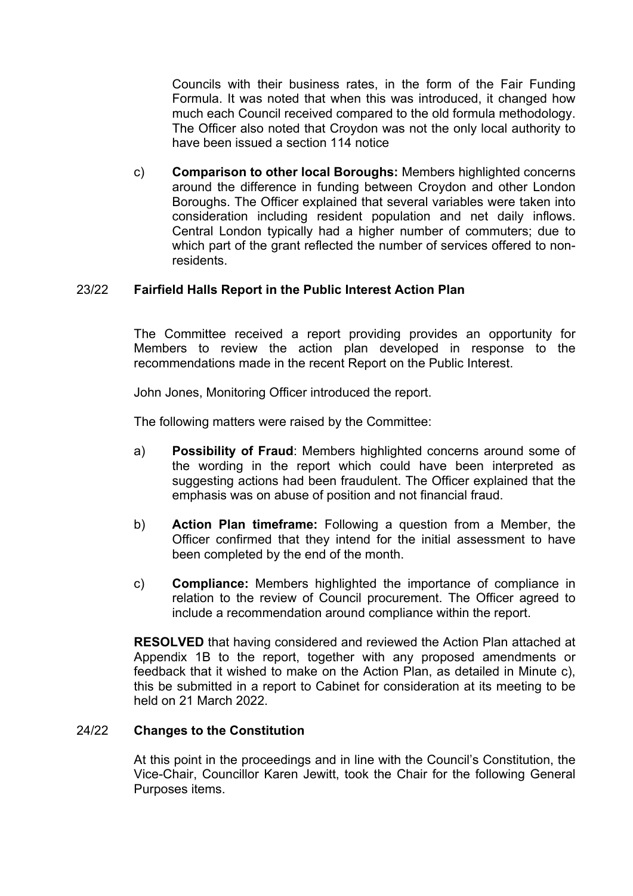Councils with their business rates, in the form of the Fair Funding Formula. It was noted that when this was introduced, it changed how much each Council received compared to the old formula methodology. The Officer also noted that Croydon was not the only local authority to have been issued a section 114 notice

c) **Comparison to other local Boroughs:** Members highlighted concerns around the difference in funding between Croydon and other London Boroughs. The Officer explained that several variables were taken into consideration including resident population and net daily inflows. Central London typically had a higher number of commuters; due to which part of the grant reflected the number of services offered to non-residents.

## 23/22 Fairfield Halls Report in the Public Interest Action Plan

The Committee received a report providing provides an opportunity for Members to review the action plan developed in response to the recommendations made in the recent Report on the Public Interest.

John Jones, Monitoring Officer introduced the report.

The following matters were raised by the Committee:

a) **Possibility of Fraud**: Members highlighted concerns around some of the wording in the report which could have been interpreted as suggesting actions had been fraudulent. The Officer explained that the emphasis was on abuse of position and not financial fraud.

b) **Action Plan timeframe:** Following a question from a Member, the Officer confirmed that they intend for the initial assessment to have been completed by the end of the month.

c) **Compliance:** Members highlighted the importance of compliance in relation to the review of Council procurement. The Officer agreed to include a recommendation around compliance within the report.

**RESOLVED** that having considered and reviewed the Action Plan attached at Appendix 1B to the report, together with any proposed amendments or feedback that it wished to make on the Action Plan, as detailed in Minute c), this be submitted in a report to Cabinet for consideration at its meeting to be held on 21 March 2022.

## 24/22 Changes to the Constitution

At this point in the proceedings and in line with the Council's Constitution, the Vice-Chair, Councillor Karen Jewitt, took the Chair for the following General Purposes items.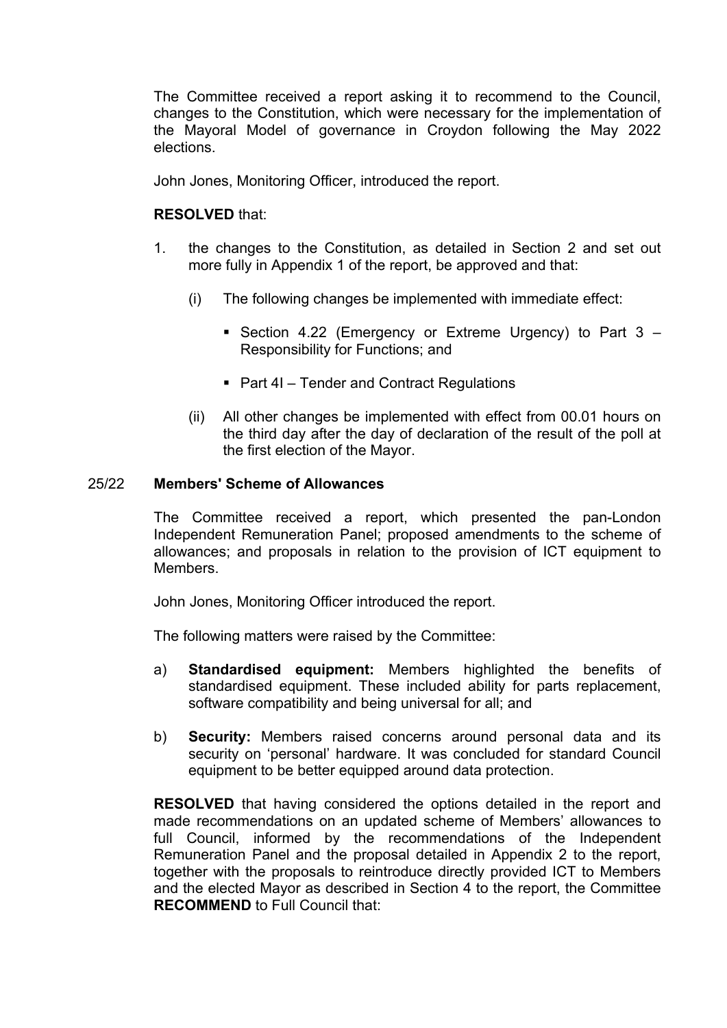The Committee received a report asking it to recommend to the Council, changes to the Constitution, which were necessary for the implementation of the Mayoral Model of governance in Croydon following the May 2022 elections.

John Jones, Monitoring Officer, introduced the report.

**RESOLVED** that:

1. the changes to the Constitution, as detailed in Section 2 and set out more fully in Appendix 1 of the report, be approved and that:

   (i) The following changes be implemented with immediate effect:

   - Section 4.22 (Emergency or Extreme Urgency) to Part 3 – Responsibility for Functions; and
   - Part 4I – Tender and Contract Regulations

   (ii) All other changes be implemented with effect from 00.01 hours on the third day after the day of declaration of the result of the poll at the first election of the Mayor.

## 25/22 Members' Scheme of Allowances

The Committee received a report, which presented the pan-London Independent Remuneration Panel; proposed amendments to the scheme of allowances; and proposals in relation to the provision of ICT equipment to Members.

John Jones, Monitoring Officer introduced the report.

The following matters were raised by the Committee:

a) **Standardised equipment:** Members highlighted the benefits of standardised equipment. These included ability for parts replacement, software compatibility and being universal for all; and

b) **Security:** Members raised concerns around personal data and its security on 'personal' hardware. It was concluded for standard Council equipment to be better equipped around data protection.

**RESOLVED** that having considered the options detailed in the report and made recommendations on an updated scheme of Members' allowances to full Council, informed by the recommendations of the Independent Remuneration Panel and the proposal detailed in Appendix 2 to the report, together with the proposals to reintroduce directly provided ICT to Members and the elected Mayor as described in Section 4 to the report, the Committee **RECOMMEND** to Full Council that: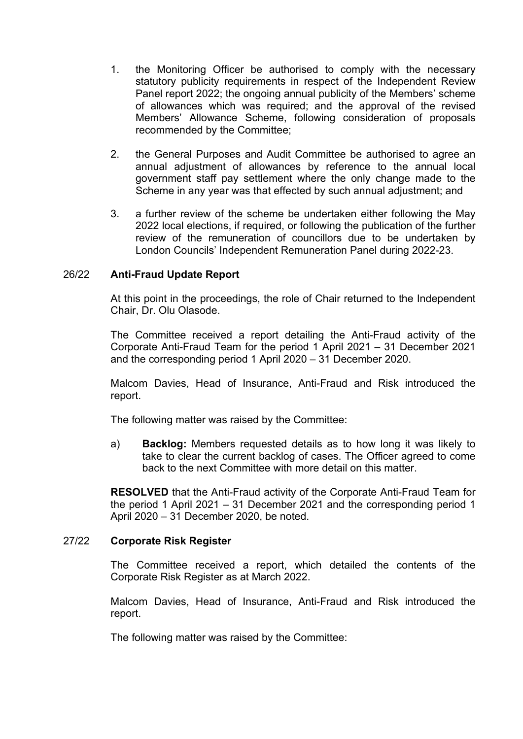1. the Monitoring Officer be authorised to comply with the necessary statutory publicity requirements in respect of the Independent Review Panel report 2022; the ongoing annual publicity of the Members' scheme of allowances which was required; and the approval of the revised Members' Allowance Scheme, following consideration of proposals recommended by the Committee;

2. the General Purposes and Audit Committee be authorised to agree an annual adjustment of allowances by reference to the annual local government staff pay settlement where the only change made to the Scheme in any year was that effected by such annual adjustment; and

3. a further review of the scheme be undertaken either following the May 2022 local elections, if required, or following the publication of the further review of the remuneration of councillors due to be undertaken by London Councils' Independent Remuneration Panel during 2022-23.

## 26/22 Anti-Fraud Update Report

At this point in the proceedings, the role of Chair returned to the Independent Chair, Dr. Olu Olasode.

The Committee received a report detailing the Anti-Fraud activity of the Corporate Anti-Fraud Team for the period 1 April 2021 – 31 December 2021 and the corresponding period 1 April 2020 – 31 December 2020.

Malcom Davies, Head of Insurance, Anti-Fraud and Risk introduced the report.

The following matter was raised by the Committee:

a) **Backlog:** Members requested details as to how long it was likely to take to clear the current backlog of cases. The Officer agreed to come back to the next Committee with more detail on this matter.

**RESOLVED** that the Anti-Fraud activity of the Corporate Anti-Fraud Team for the period 1 April 2021 – 31 December 2021 and the corresponding period 1 April 2020 – 31 December 2020, be noted.

## 27/22 Corporate Risk Register

The Committee received a report, which detailed the contents of the Corporate Risk Register as at March 2022.

Malcom Davies, Head of Insurance, Anti-Fraud and Risk introduced the report.

The following matter was raised by the Committee: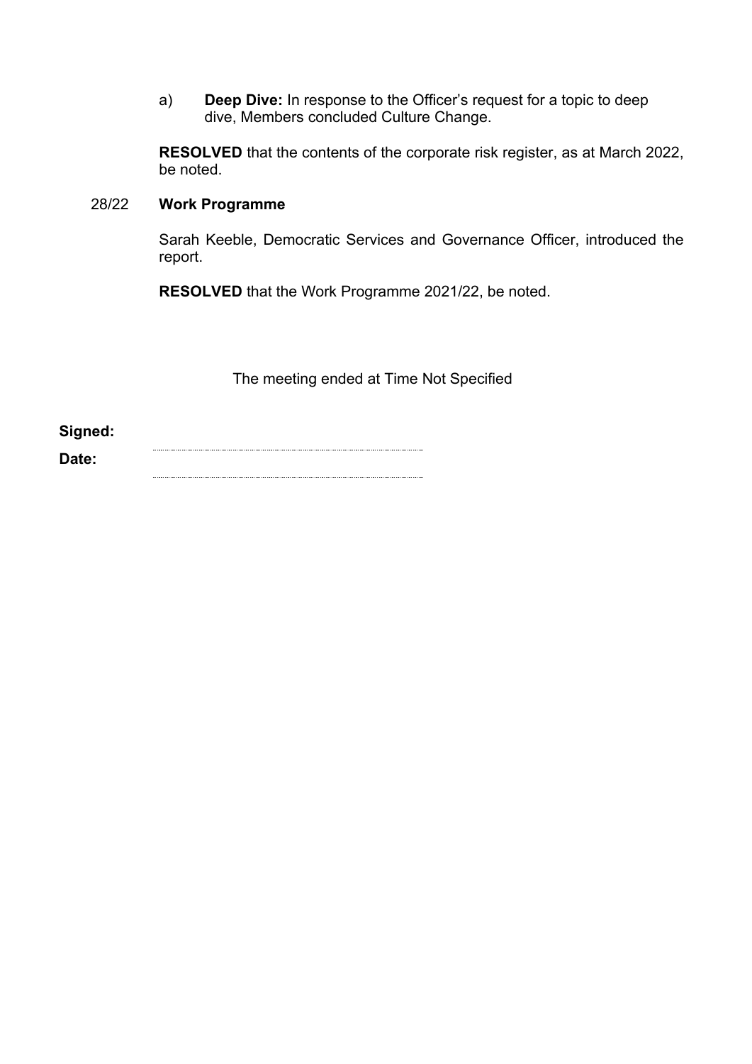a) **Deep Dive:** In response to the Officer's request for a topic to deep dive, Members concluded Culture Change.

**RESOLVED** that the contents of the corporate risk register, as at March 2022, be noted.

28/22 **Work Programme**

Sarah Keeble, Democratic Services and Governance Officer, introduced the report.

**RESOLVED** that the Work Programme 2021/22, be noted.

The meeting ended at Time Not Specified

**Signed:** ........................................................................

**Date:** ........................................................................